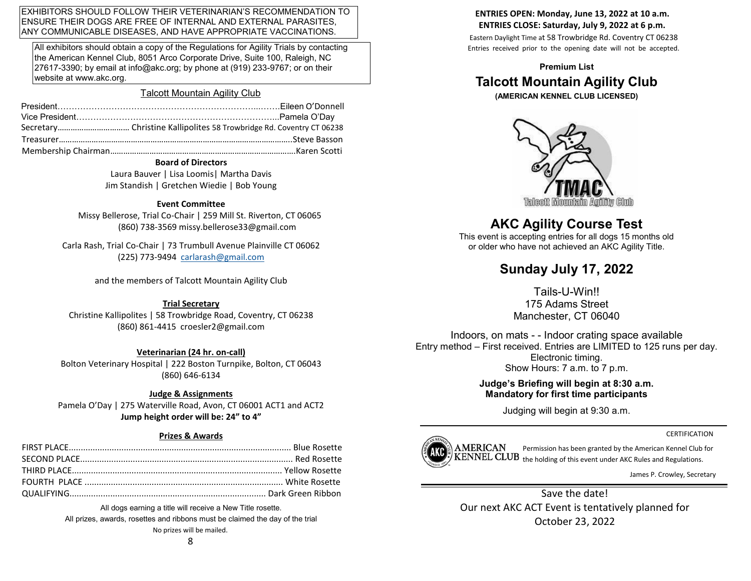EXHIBITORS SHOULD FOLLOW THEIR VETERINARIAN'S RECOMMENDATION TO ENSURE THEIR DOGS ARE FREE OF INTERNAL AND EXTERNAL PARASITES, ANY COMMUNICABLE DISEASES, AND HAVE APPROPRIATE VACCINATIONS.

All exhibitors should obtain a copy of the Regulations for Agility Trials by contacting the American Kennel Club, 8051 Arco Corporate Drive, Suite 100, Raleigh, NC 27617-3390; by email at info@akc.org; by phone at (919) 233-9767; or on their website at www.akc.org.

## Talcott Mountain Agility Club

President……………………………………………………………..…….Eileen O'Donnell
Vice President………………………………………………………………...Pamela O'Day
Secretary.............................. Christine Kallipolites 58 Trowbridge Rd. Coventry CT 06238
Treasurer...........................................................................................................Steve Basson
Membership Chairman.......................................................................................Karen Scotti

**Board of Directors**

Laura Bauver | Lisa Loomis| Martha Davis
Jim Standish | Gretchen Wiedie | Bob Young

**Event Committee**

Missy Bellerose, Trial Co-Chair | 259 Mill St. Riverton, CT 06065
(860) 738-3569 missy.bellerose33@gmail.com

Carla Rash, Trial Co-Chair | 73 Trumbull Avenue Plainville CT 06062
(225) 773-9494 carlarash@gmail.com

and the members of Talcott Mountain Agility Club

**Trial Secretary**

Christine Kallipolites | 58 Trowbridge Road, Coventry, CT 06238
(860) 861-4415 croesler2@gmail.com

**Veterinarian (24 hr. on-call)**

Bolton Veterinary Hospital | 222 Boston Turnpike, Bolton, CT 06043
(860) 646-6134

**Judge & Assignments**

Pamela O'Day | 275 Waterville Road, Avon, CT 06001 ACT1 and ACT2
**Jump height order will be: 24" to 4"**

**Prizes & Awards**

FIRST PLACE........................................................................................ Blue Rosette
SECOND PLACE..................................................................................... Red Rosette
THIRD PLACE...................................................................................... Yellow Rosette
FOURTH PLACE .................................................................................. White Rosette
QUALIFYING................................................................................. Dark Green Ribbon

All dogs earning a title will receive a New Title rosette.
All prizes, awards, rosettes and ribbons must be claimed the day of the trial
No prizes will be mailed.

**ENTRIES OPEN: Monday, June 13, 2022 at 10 a.m.**
**ENTRIES CLOSE: Saturday, July 9, 2022 at 6 p.m.**

Eastern Daylight Time at 58 Trowbridge Rd. Coventry CT 06238
Entries received prior to the opening date will not be accepted.

**Premium List**

# Talcott Mountain Agility Club

**(AMERICAN KENNEL CLUB LICENSED)**

TMAC
Talcott Mountain Agility Club

# AKC Agility Course Test

This event is accepting entries for all dogs 15 months old or older who have not achieved an AKC Agility Title.

## Sunday July 17, 2022

Tails-U-Win!!
175 Adams Street
Manchester, CT 06040

Indoors, on mats - - Indoor crating space available
Entry method – First received. Entries are LIMITED to 125 runs per day.
Electronic timing.
Show Hours: 7 a.m. to 7 p.m.

**Judge's Briefing will begin at 8:30 a.m.**
**Mandatory for first time participants**

Judging will begin at 9:30 a.m.

CERTIFICATION

AMERICAN KENNEL CLUB Permission has been granted by the American Kennel Club for the holding of this event under AKC Rules and Regulations.

James P. Crowley, Secretary

Save the date!
Our next AKC ACT Event is tentatively planned for
October 23, 2022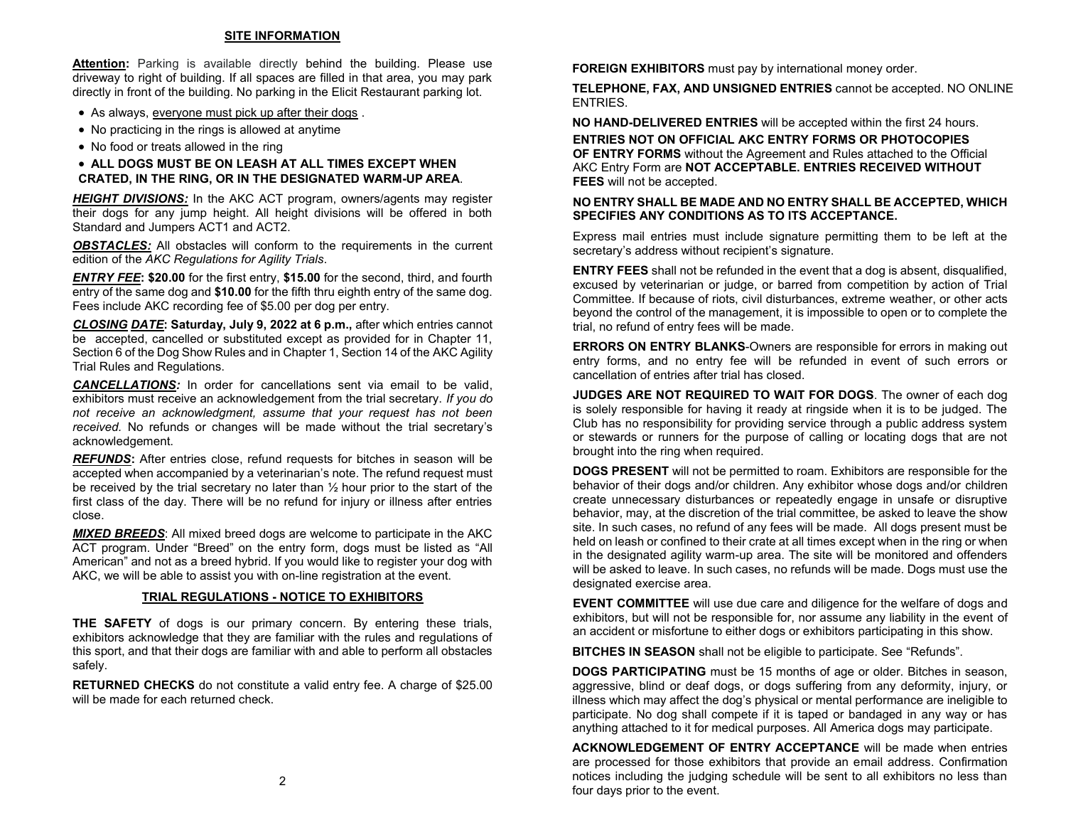## SITE INFORMATION

**Attention:** Parking is available directly behind the building. Please use driveway to right of building. If all spaces are filled in that area, you may park directly in front of the building. No parking in the Elicit Restaurant parking lot.

- As always, everyone must pick up after their dogs .
- No practicing in the rings is allowed at anytime
- No food or treats allowed in the ring
- **ALL DOGS MUST BE ON LEASH AT ALL TIMES EXCEPT WHEN CRATED, IN THE RING, OR IN THE DESIGNATED WARM-UP AREA**.

***HEIGHT DIVISIONS:*** In the AKC ACT program, owners/agents may register their dogs for any jump height. All height divisions will be offered in both Standard and Jumpers ACT1 and ACT2.

***OBSTACLES:*** All obstacles will conform to the requirements in the current edition of the *AKC Regulations for Agility Trials*.

***ENTRY FEE*: $20.00** for the first entry, **$15.00** for the second, third, and fourth entry of the same dog and **$10.00** for the fifth thru eighth entry of the same dog. Fees include AKC recording fee of $5.00 per dog per entry.

***CLOSING DATE*: Saturday, July 9, 2022 at 6 p.m.,** after which entries cannot be accepted, cancelled or substituted except as provided for in Chapter 11, Section 6 of the Dog Show Rules and in Chapter 1, Section 14 of the AKC Agility Trial Rules and Regulations.

***CANCELLATIONS:*** In order for cancellations sent via email to be valid, exhibitors must receive an acknowledgement from the trial secretary. *If you do not receive an acknowledgment, assume that your request has not been received.* No refunds or changes will be made without the trial secretary's acknowledgement.

***REFUNDS*:** After entries close, refund requests for bitches in season will be accepted when accompanied by a veterinarian's note. The refund request must be received by the trial secretary no later than ½ hour prior to the start of the first class of the day. There will be no refund for injury or illness after entries close.

***MIXED BREEDS***: All mixed breed dogs are welcome to participate in the AKC ACT program. Under "Breed" on the entry form, dogs must be listed as "All American" and not as a breed hybrid. If you would like to register your dog with AKC, we will be able to assist you with on-line registration at the event.

## TRIAL REGULATIONS - NOTICE TO EXHIBITORS

**THE SAFETY** of dogs is our primary concern. By entering these trials, exhibitors acknowledge that they are familiar with the rules and regulations of this sport, and that their dogs are familiar with and able to perform all obstacles safely.

**RETURNED CHECKS** do not constitute a valid entry fee. A charge of $25.00 will be made for each returned check.

**FOREIGN EXHIBITORS** must pay by international money order.

**TELEPHONE, FAX, AND UNSIGNED ENTRIES** cannot be accepted. NO ONLINE ENTRIES.

**NO HAND-DELIVERED ENTRIES** will be accepted within the first 24 hours.

**ENTRIES NOT ON OFFICIAL AKC ENTRY FORMS OR PHOTOCOPIES OF ENTRY FORMS** without the Agreement and Rules attached to the Official AKC Entry Form are **NOT ACCEPTABLE. ENTRIES RECEIVED WITHOUT FEES** will not be accepted.

**NO ENTRY SHALL BE MADE AND NO ENTRY SHALL BE ACCEPTED, WHICH SPECIFIES ANY CONDITIONS AS TO ITS ACCEPTANCE.**

Express mail entries must include signature permitting them to be left at the secretary's address without recipient's signature.

**ENTRY FEES** shall not be refunded in the event that a dog is absent, disqualified, excused by veterinarian or judge, or barred from competition by action of Trial Committee. If because of riots, civil disturbances, extreme weather, or other acts beyond the control of the management, it is impossible to open or to complete the trial, no refund of entry fees will be made.

**ERRORS ON ENTRY BLANKS**-Owners are responsible for errors in making out entry forms, and no entry fee will be refunded in event of such errors or cancellation of entries after trial has closed.

**JUDGES ARE NOT REQUIRED TO WAIT FOR DOGS**. The owner of each dog is solely responsible for having it ready at ringside when it is to be judged. The Club has no responsibility for providing service through a public address system or stewards or runners for the purpose of calling or locating dogs that are not brought into the ring when required.

**DOGS PRESENT** will not be permitted to roam. Exhibitors are responsible for the behavior of their dogs and/or children. Any exhibitor whose dogs and/or children create unnecessary disturbances or repeatedly engage in unsafe or disruptive behavior, may, at the discretion of the trial committee, be asked to leave the show site. In such cases, no refund of any fees will be made. All dogs present must be held on leash or confined to their crate at all times except when in the ring or when in the designated agility warm-up area. The site will be monitored and offenders will be asked to leave. In such cases, no refunds will be made. Dogs must use the designated exercise area.

**EVENT COMMITTEE** will use due care and diligence for the welfare of dogs and exhibitors, but will not be responsible for, nor assume any liability in the event of an accident or misfortune to either dogs or exhibitors participating in this show.

**BITCHES IN SEASON** shall not be eligible to participate. See "Refunds".

**DOGS PARTICIPATING** must be 15 months of age or older. Bitches in season, aggressive, blind or deaf dogs, or dogs suffering from any deformity, injury, or illness which may affect the dog's physical or mental performance are ineligible to participate. No dog shall compete if it is taped or bandaged in any way or has anything attached to it for medical purposes. All America dogs may participate.

**ACKNOWLEDGEMENT OF ENTRY ACCEPTANCE** will be made when entries are processed for those exhibitors that provide an email address. Confirmation notices including the judging schedule will be sent to all exhibitors no less than four days prior to the event.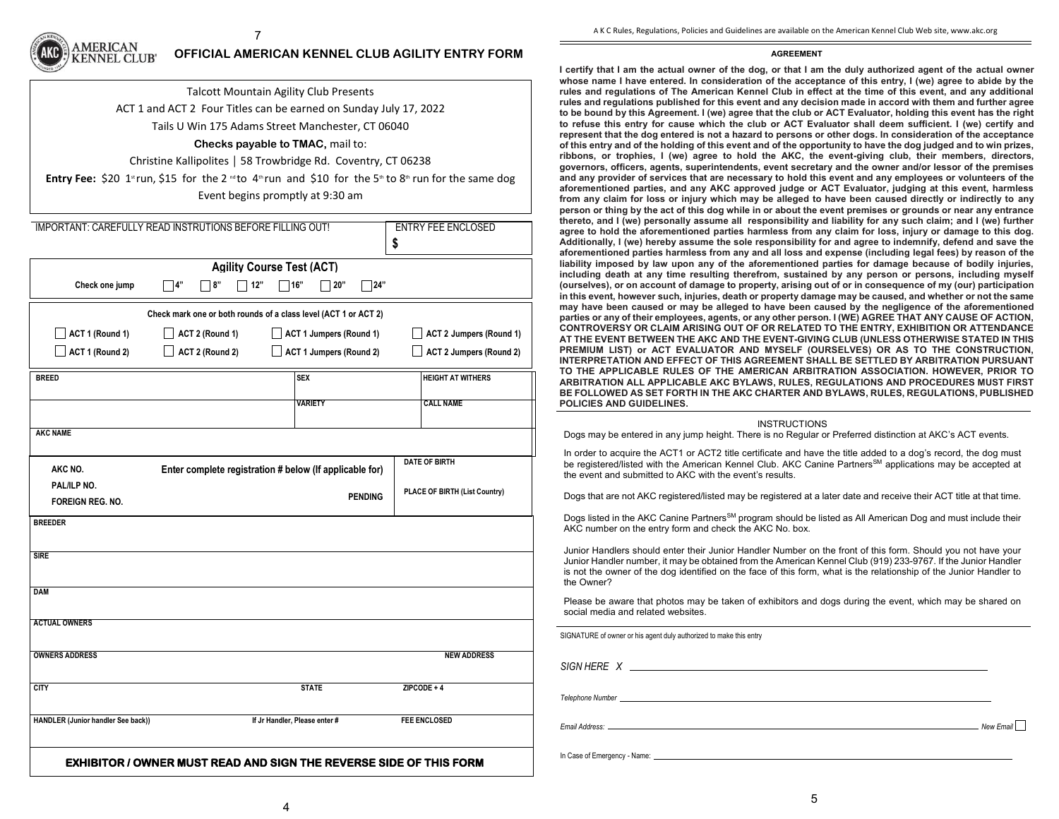# OFFICIAL AMERICAN KENNEL CLUB AGILITY ENTRY FORM

Talcott Mountain Agility Club Presents

ACT 1 and ACT 2 Four Titles can be earned on Sunday July 17, 2022

Tails U Win 175 Adams Street Manchester, CT 06040

**Checks payable to TMAC,** mail to:

Christine Kallipolites | 58 Trowbridge Rd. Coventry, CT 06238

**Entry Fee:** $20 1st run, $15 for the 2nd to 4th run and $10 for the 5th to 8th run for the same dog

Event begins promptly at 9:30 am

IMPORTANT: CAREFULLY READ INSTRUTIONS BEFORE FILLING OUT!

ENTRY FEE ENCLOSED $

**Agility Course Test (ACT)**

Check one jump ☐ 4" ☐ 8" ☐ 12" ☐ 16" ☐ 20" ☐ 24"

Check mark one or both rounds of a class level (ACT 1 or ACT 2)

| | | | |
|---|---|---|---|
| ☐ ACT 1 (Round 1) | ☐ ACT 2 (Round 1) | ☐ ACT 1 Jumpers (Round 1) | ☐ ACT 2 Jumpers (Round 1) |
| ☐ ACT 1 (Round 2) | ☐ ACT 2 (Round 2) | ☐ ACT 1 Jumpers (Round 2) | ☐ ACT 2 Jumpers (Round 2) |

| | | |
|---|---|---|
| BREED | SEX | HEIGHT AT WITHERS |
| | VARIETY | CALL NAME |
| AKC NAME | | |

| | | |
|---|---|---|
| ☐ AKC NO. ☐ PAL/ILP NO. ☐ FOREIGN REG. NO. | Enter complete registration # below (If applicable for) ☐ PENDING | DATE OF BIRTH / PLACE OF BIRTH (List Country) |

BREEDER

SIRE

DAM

ACTUAL OWNERS

OWNERS ADDRESS ☐ NEW ADDRESS

| | | |
|---|---|---|
| CITY | STATE | ZIPCODE + 4 |
| HANDLER (Junior handler See back)) | If Jr Handler, Please enter # | FEE ENCLOSED |

**EXHIBITOR / OWNER MUST READ AND SIGN THE REVERSE SIDE OF THIS FORM**

A K C Rules, Regulations, Policies and Guidelines are available on the American Kennel Club Web site, www.akc.org

**AGREEMENT**

**I certify that I am the actual owner of the dog, or that I am the duly authorized agent of the actual owner whose name I have entered. In consideration of the acceptance of this entry, I (we) agree to abide by the rules and regulations of The American Kennel Club in effect at the time of this event, and any additional rules and regulations published for this event and any decision made in accord with them and further agree to be bound by this Agreement. I (we) agree that the club or ACT Evaluator, holding this event has the right to refuse this entry for cause which the club or ACT Evaluator shall deem sufficient. I (we) certify and represent that the dog entered is not a hazard to persons or other dogs. In consideration of the acceptance of this entry and of the holding of this event and of the opportunity to have the dog judged and to win prizes, ribbons, or trophies, I (we) agree to hold the AKC, the event-giving club, their members, directors, governors, officers, agents, superintendents, event secretary and the owner and/or lessor of the premises and any provider of services that are necessary to hold this event and any employees or volunteers of the aforementioned parties, and any AKC approved judge or ACT Evaluator, judging at this event, harmless from any claim for loss or injury which may be alleged to have been caused directly or indirectly to any person or thing by the act of this dog while in or about the event premises or grounds or near any entrance thereto, and I (we) personally assume all responsibility and liability for any such claim; and I (we) further agree to hold the aforementioned parties harmless from any claim for loss, injury or damage to this dog. Additionally, I (we) hereby assume the sole responsibility for and agree to indemnify, defend and save the aforementioned parties harmless from any and all loss and expense (including legal fees) by reason of the liability imposed by law upon any of the aforementioned parties for damage because of bodily injuries, including death at any time resulting therefrom, sustained by any person or persons, including myself (ourselves), or on account of damage to property, arising out of or in consequence of my (our) participation in this event, however such, injuries, death or property damage may be caused, and whether or not the same may have been caused or may be alleged to have been caused by the negligence of the aforementioned parties or any of their employees, agents, or any other person. I (WE) AGREE THAT ANY CAUSE OF ACTION, CONTROVERSY OR CLAIM ARISING OUT OF OR RELATED TO THE ENTRY, EXHIBITION OR ATTENDANCE AT THE EVENT BETWEEN THE AKC AND THE EVENT-GIVING CLUB (UNLESS OTHERWISE STATED IN THIS PREMIUM LIST) or ACT EVALUATOR AND MYSELF (OURSELVES) OR AS TO THE CONSTRUCTION, INTERPRETATION AND EFFECT OF THIS AGREEMENT SHALL BE SETTLED BY ARBITRATION PURSUANT TO THE APPLICABLE RULES OF THE AMERICAN ARBITRATION ASSOCIATION. HOWEVER, PRIOR TO ARBITRATION ALL APPLICABLE AKC BYLAWS, RULES, REGULATIONS AND PROCEDURES MUST FIRST BE FOLLOWED AS SET FORTH IN THE AKC CHARTER AND BYLAWS, RULES, REGULATIONS, PUBLISHED POLICIES AND GUIDELINES.**

INSTRUCTIONS

Dogs may be entered in any jump height. There is no Regular or Preferred distinction at AKC's ACT events.

In order to acquire the ACT1 or ACT2 title certificate and have the title added to a dog's record, the dog must be registered/listed with the American Kennel Club. AKC Canine Partners[SM] applications may be accepted at the event and submitted to AKC with the event's results.

Dogs that are not AKC registered/listed may be registered at a later date and receive their ACT title at that time.

Dogs listed in the AKC Canine Partners[SM] program should be listed as All American Dog and must include their AKC number on the entry form and check the AKC No. box.

Junior Handlers should enter their Junior Handler Number on the front of this form. Should you not have your Junior Handler number, it may be obtained from the American Kennel Club (919) 233-9767. If the Junior Handler is not the owner of the dog identified on the face of this form, what is the relationship of the Junior Handler to the Owner?

Please be aware that photos may be taken of exhibitors and dogs during the event, which may be shared on social media and related websites.

SIGNATURE of owner or his agent duly authorized to make this entry

*SIGN HERE X* ______________________________

*Telephone Number* ______________________________

*Email Address:* ______________________________ *New Email* ☐

In Case of Emergency - Name: ______________________________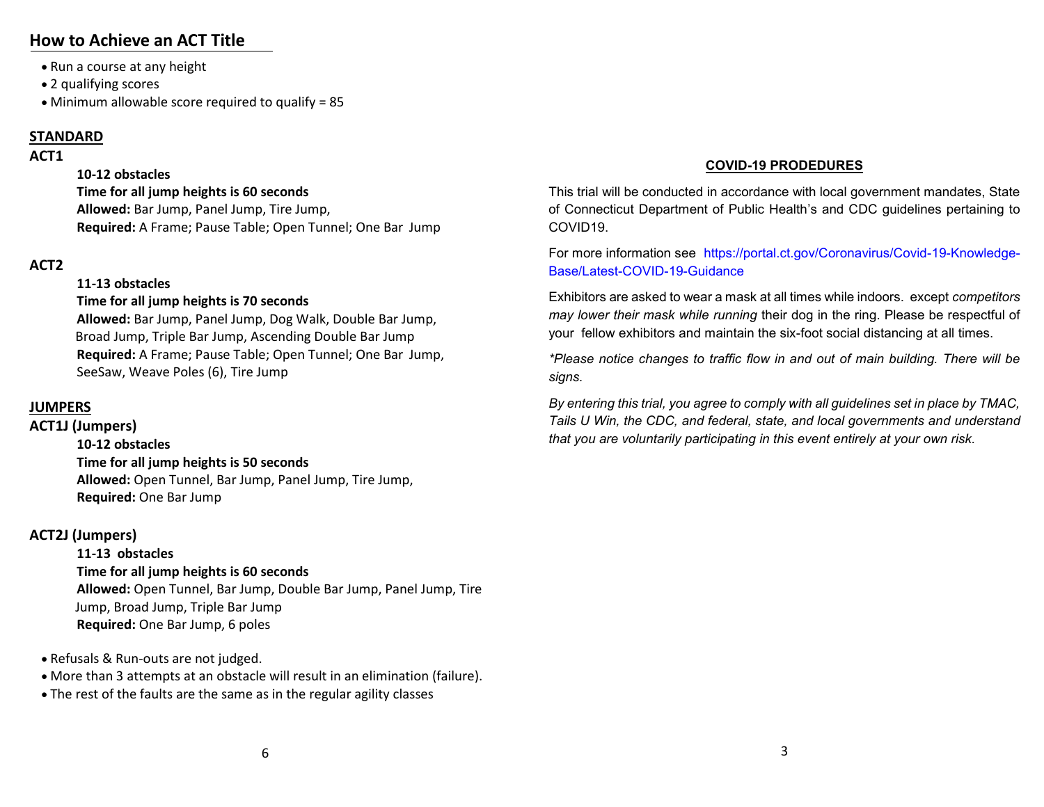## How to Achieve an ACT Title

- Run a course at any height
- 2 qualifying scores
- Minimum allowable score required to qualify = 85

### STANDARD

**ACT1**

**10-12 obstacles**
**Time for all jump heights is 60 seconds**
**Allowed:** Bar Jump, Panel Jump, Tire Jump,
**Required:** A Frame; Pause Table; Open Tunnel; One Bar Jump

**ACT2**

**11-13 obstacles**
**Time for all jump heights is 70 seconds**
**Allowed:** Bar Jump, Panel Jump, Dog Walk, Double Bar Jump, Broad Jump, Triple Bar Jump, Ascending Double Bar Jump
**Required:** A Frame; Pause Table; Open Tunnel; One Bar Jump, SeeSaw, Weave Poles (6), Tire Jump

### JUMPERS

**ACT1J (Jumpers)**

**10-12 obstacles**
**Time for all jump heights is 50 seconds**
**Allowed:** Open Tunnel, Bar Jump, Panel Jump, Tire Jump,
**Required:** One Bar Jump

**ACT2J (Jumpers)**

**11-13 obstacles**
**Time for all jump heights is 60 seconds**
**Allowed:** Open Tunnel, Bar Jump, Double Bar Jump, Panel Jump, Tire Jump, Broad Jump, Triple Bar Jump
**Required:** One Bar Jump, 6 poles

- Refusals & Run-outs are not judged.
- More than 3 attempts at an obstacle will result in an elimination (failure).
- The rest of the faults are the same as in the regular agility classes

## COVID-19 PRODEDURES

This trial will be conducted in accordance with local government mandates, State of Connecticut Department of Public Health's and CDC guidelines pertaining to COVID19.

For more information see https://portal.ct.gov/Coronavirus/Covid-19-Knowledge-Base/Latest-COVID-19-Guidance

Exhibitors are asked to wear a mask at all times while indoors. except *competitors may lower their mask while running* their dog in the ring. Please be respectful of your fellow exhibitors and maintain the six-foot social distancing at all times.

*\*Please notice changes to traffic flow in and out of main building. There will be signs.*

*By entering this trial, you agree to comply with all guidelines set in place by TMAC, Tails U Win, the CDC, and federal, state, and local governments and understand that you are voluntarily participating in this event entirely at your own risk.*